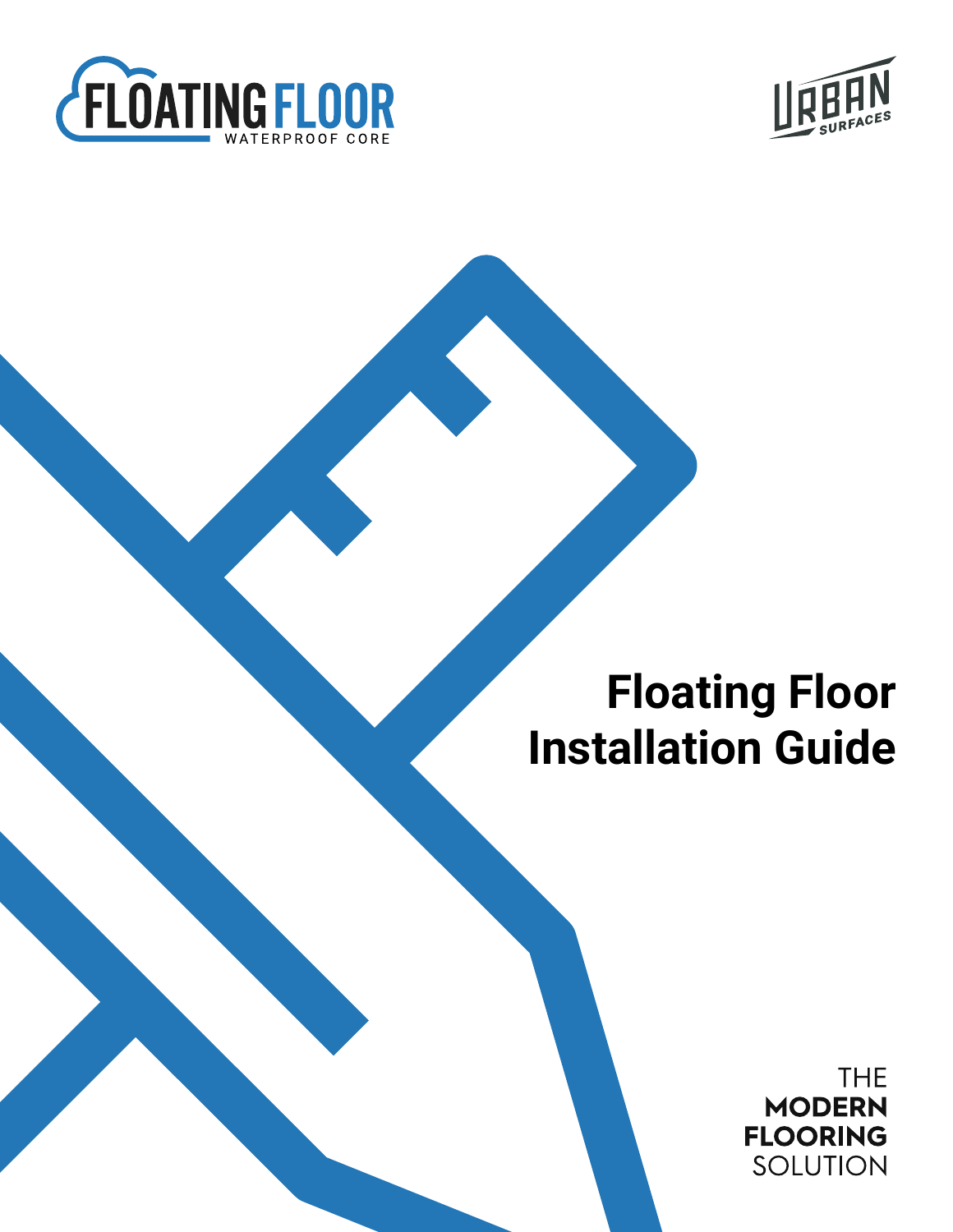FLOATING FLOOR
WATERPROOF CORE

URBAN SURFACES

# Floating Floor Installation Guide

THE
**MODERN**
**FLOORING**
SOLUTION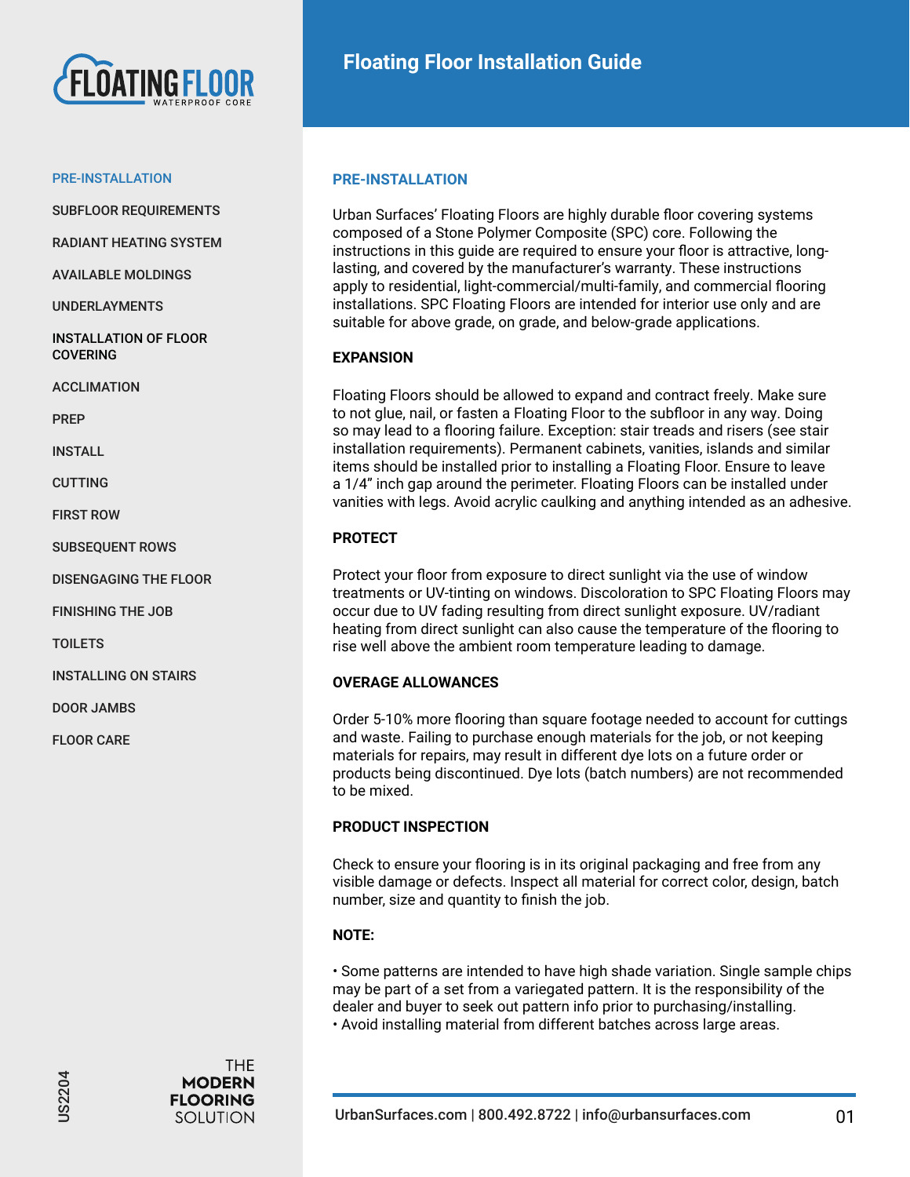# Floating Floor Installation Guide

- PRE-INSTALLATION
- SUBFLOOR REQUIREMENTS
- RADIANT HEATING SYSTEM
- AVAILABLE MOLDINGS
- UNDERLAYMENTS
- INSTALLATION OF FLOOR COVERING
- ACCLIMATION
- PREP
- INSTALL
- CUTTING
- FIRST ROW
- SUBSEQUENT ROWS
- DISENGAGING THE FLOOR
- FINISHING THE JOB
- TOILETS
- INSTALLING ON STAIRS
- DOOR JAMBS
- FLOOR CARE

## PRE-INSTALLATION

Urban Surfaces' Floating Floors are highly durable floor covering systems composed of a Stone Polymer Composite (SPC) core. Following the instructions in this guide are required to ensure your floor is attractive, long-lasting, and covered by the manufacturer's warranty. These instructions apply to residential, light-commercial/multi-family, and commercial flooring installations. SPC Floating Floors are intended for interior use only and are suitable for above grade, on grade, and below-grade applications.

### EXPANSION

Floating Floors should be allowed to expand and contract freely. Make sure to not glue, nail, or fasten a Floating Floor to the subfloor in any way. Doing so may lead to a flooring failure. Exception: stair treads and risers (see stair installation requirements). Permanent cabinets, vanities, islands and similar items should be installed prior to installing a Floating Floor. Ensure to leave a 1/4" inch gap around the perimeter. Floating Floors can be installed under vanities with legs. Avoid acrylic caulking and anything intended as an adhesive.

### PROTECT

Protect your floor from exposure to direct sunlight via the use of window treatments or UV-tinting on windows. Discoloration to SPC Floating Floors may occur due to UV fading resulting from direct sunlight exposure. UV/radiant heating from direct sunlight can also cause the temperature of the flooring to rise well above the ambient room temperature leading to damage.

### OVERAGE ALLOWANCES

Order 5-10% more flooring than square footage needed to account for cuttings and waste. Failing to purchase enough materials for the job, or not keeping materials for repairs, may result in different dye lots on a future order or products being discontinued. Dye lots (batch numbers) are not recommended to be mixed.

### PRODUCT INSPECTION

Check to ensure your flooring is in its original packaging and free from any visible damage or defects. Inspect all material for correct color, design, batch number, size and quantity to finish the job.

### NOTE:

- Some patterns are intended to have high shade variation. Single sample chips may be part of a set from a variegated pattern. It is the responsibility of the dealer and buyer to seek out pattern info prior to purchasing/installing.
- Avoid installing material from different batches across large areas.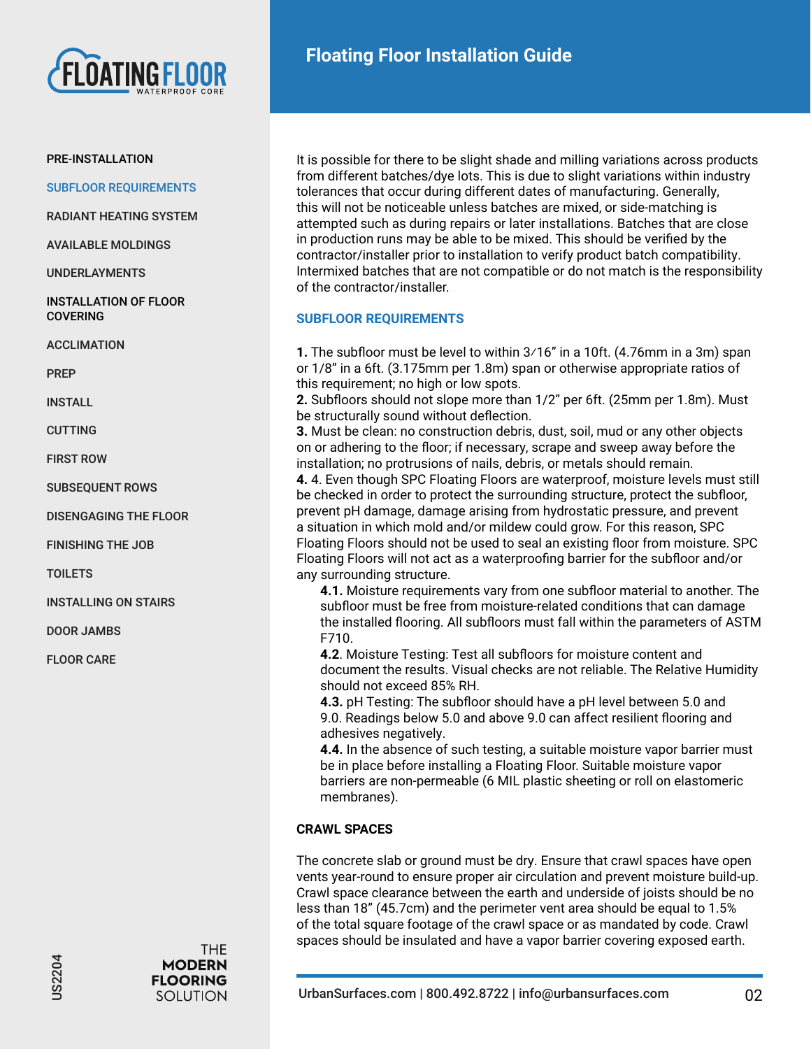It is possible for there to be slight shade and milling variations across products from different batches/dye lots. This is due to slight variations within industry tolerances that occur during different dates of manufacturing. Generally, this will not be noticeable unless batches are mixed, or side-matching is attempted such as during repairs or later installations. Batches that are close in production runs may be able to be mixed. This should be verified by the contractor/installer prior to installation to verify product batch compatibility. Intermixed batches that are not compatible or do not match is the responsibility of the contractor/installer.

## SUBFLOOR REQUIREMENTS

**1.** The subfloor must be level to within 3⁄16" in a 10ft. (4.76mm in a 3m) span or 1/8" in a 6ft. (3.175mm per 1.8m) span or otherwise appropriate ratios of this requirement; no high or low spots.

**2.** Subfloors should not slope more than 1/2" per 6ft. (25mm per 1.8m). Must be structurally sound without deflection.

**3.** Must be clean: no construction debris, dust, soil, mud or any other objects on or adhering to the floor; if necessary, scrape and sweep away before the installation; no protrusions of nails, debris, or metals should remain.

**4.** 4. Even though SPC Floating Floors are waterproof, moisture levels must still be checked in order to protect the surrounding structure, protect the subfloor, prevent pH damage, damage arising from hydrostatic pressure, and prevent a situation in which mold and/or mildew could grow. For this reason, SPC Floating Floors should not be used to seal an existing floor from moisture. SPC Floating Floors will not act as a waterproofing barrier for the subfloor and/or any surrounding structure.

> **4.1.** Moisture requirements vary from one subfloor material to another. The subfloor must be free from moisture-related conditions that can damage the installed flooring. All subfloors must fall within the parameters of ASTM F710.
>
> **4.2**. Moisture Testing: Test all subfloors for moisture content and document the results. Visual checks are not reliable. The Relative Humidity should not exceed 85% RH.
>
> **4.3.** pH Testing: The subfloor should have a pH level between 5.0 and 9.0. Readings below 5.0 and above 9.0 can affect resilient flooring and adhesives negatively.
>
> **4.4.** In the absence of such testing, a suitable moisture vapor barrier must be in place before installing a Floating Floor. Suitable moisture vapor barriers are non-permeable (6 MIL plastic sheeting or roll on elastomeric membranes).

### CRAWL SPACES

The concrete slab or ground must be dry. Ensure that crawl spaces have open vents year-round to ensure proper air circulation and prevent moisture build-up. Crawl space clearance between the earth and underside of joists should be no less than 18" (45.7cm) and the perimeter vent area should be equal to 1.5% of the total square footage of the crawl space or as mandated by code. Crawl spaces should be insulated and have a vapor barrier covering exposed earth.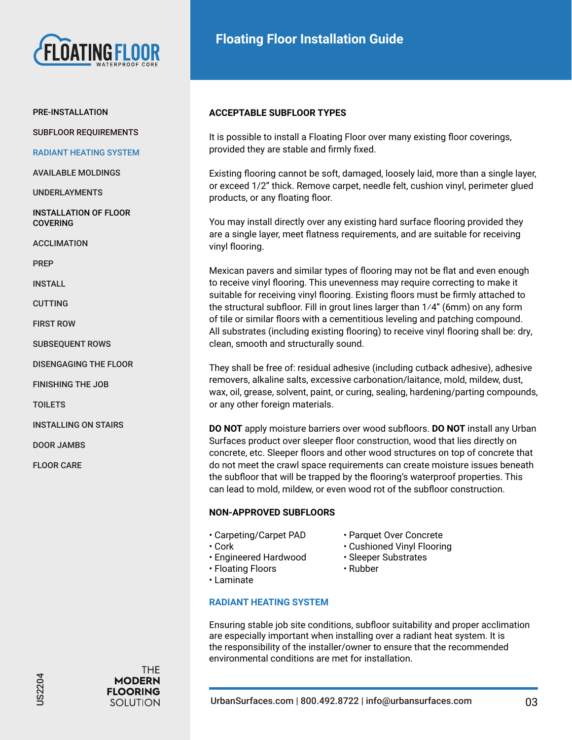## ACCEPTABLE SUBFLOOR TYPES

It is possible to install a Floating Floor over many existing floor coverings, provided they are stable and firmly fixed.

Existing flooring cannot be soft, damaged, loosely laid, more than a single layer, or exceed 1/2" thick. Remove carpet, needle felt, cushion vinyl, perimeter glued products, or any floating floor.

You may install directly over any existing hard surface flooring provided they are a single layer, meet flatness requirements, and are suitable for receiving vinyl flooring.

Mexican pavers and similar types of flooring may not be flat and even enough to receive vinyl flooring. This unevenness may require correcting to make it suitable for receiving vinyl flooring. Existing floors must be firmly attached to the structural subfloor. Fill in grout lines larger than 1/4" (6mm) on any form of tile or similar floors with a cementitious leveling and patching compound. All substrates (including existing flooring) to receive vinyl flooring shall be: dry, clean, smooth and structurally sound.

They shall be free of: residual adhesive (including cutback adhesive), adhesive removers, alkaline salts, excessive carbonation/laitance, mold, mildew, dust, wax, oil, grease, solvent, paint, or curing, sealing, hardening/parting compounds, or any other foreign materials.

**DO NOT** apply moisture barriers over wood subfloors. **DO NOT** install any Urban Surfaces product over sleeper floor construction, wood that lies directly on concrete, etc. Sleeper floors and other wood structures on top of concrete that do not meet the crawl space requirements can create moisture issues beneath the subfloor that will be trapped by the flooring's waterproof properties. This can lead to mold, mildew, or even wood rot of the subfloor construction.

## NON-APPROVED SUBFLOORS

- Carpeting/Carpet PAD
- Cork
- Engineered Hardwood
- Floating Floors
- Laminate
- Parquet Over Concrete
- Cushioned Vinyl Flooring
- Sleeper Substrates
- Rubber

## RADIANT HEATING SYSTEM

Ensuring stable job site conditions, subfloor suitability and proper acclimation are especially important when installing over a radiant heat system. It is the responsibility of the installer/owner to ensure that the recommended environmental conditions are met for installation.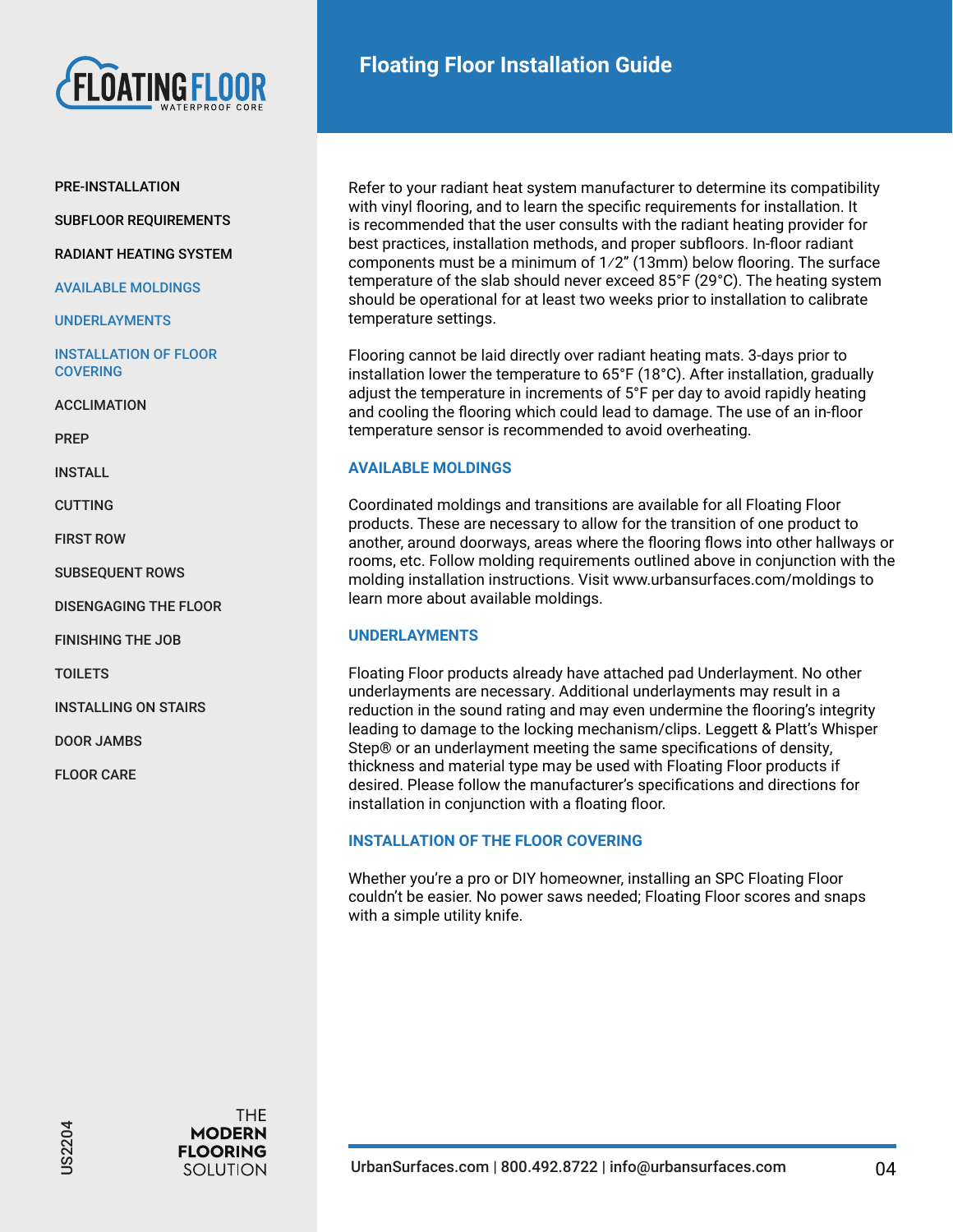Refer to your radiant heat system manufacturer to determine its compatibility with vinyl flooring, and to learn the specific requirements for installation. It is recommended that the user consults with the radiant heating provider for best practices, installation methods, and proper subfloors. In-floor radiant components must be a minimum of 1⁄2" (13mm) below flooring. The surface temperature of the slab should never exceed 85°F (29°C). The heating system should be operational for at least two weeks prior to installation to calibrate temperature settings.

Flooring cannot be laid directly over radiant heating mats. 3-days prior to installation lower the temperature to 65°F (18°C). After installation, gradually adjust the temperature in increments of 5°F per day to avoid rapidly heating and cooling the flooring which could lead to damage. The use of an in-floor temperature sensor is recommended to avoid overheating.

## AVAILABLE MOLDINGS

Coordinated moldings and transitions are available for all Floating Floor products. These are necessary to allow for the transition of one product to another, around doorways, areas where the flooring flows into other hallways or rooms, etc. Follow molding requirements outlined above in conjunction with the molding installation instructions. Visit www.urbansurfaces.com/moldings to learn more about available moldings.

## UNDERLAYMENTS

Floating Floor products already have attached pad Underlayment. No other underlayments are necessary. Additional underlayments may result in a reduction in the sound rating and may even undermine the flooring's integrity leading to damage to the locking mechanism/clips. Leggett & Platt's Whisper Step® or an underlayment meeting the same specifications of density, thickness and material type may be used with Floating Floor products if desired. Please follow the manufacturer's specifications and directions for installation in conjunction with a floating floor.

## INSTALLATION OF THE FLOOR COVERING

Whether you're a pro or DIY homeowner, installing an SPC Floating Floor couldn't be easier. No power saws needed; Floating Floor scores and snaps with a simple utility knife.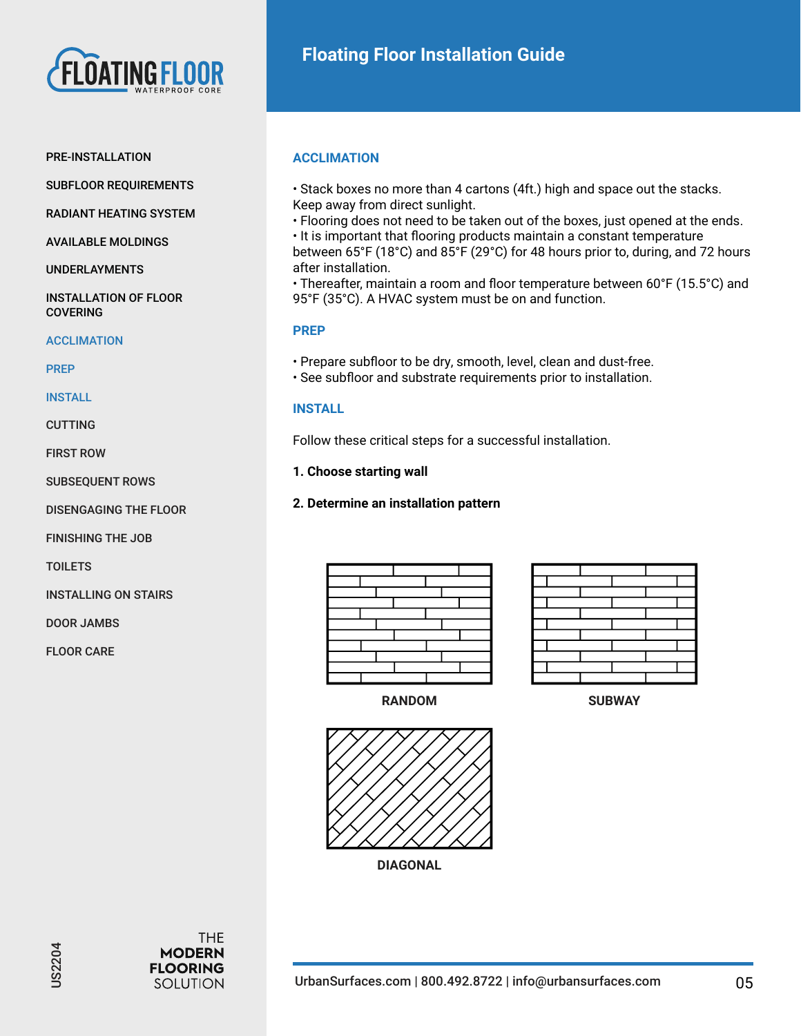# Floating Floor Installation Guide

PRE-INSTALLATION

SUBFLOOR REQUIREMENTS

RADIANT HEATING SYSTEM

AVAILABLE MOLDINGS

UNDERLAYMENTS

INSTALLATION OF FLOOR COVERING

ACCLIMATION

PREP

INSTALL

CUTTING

FIRST ROW

SUBSEQUENT ROWS

DISENGAGING THE FLOOR

FINISHING THE JOB

TOILETS

INSTALLING ON STAIRS

DOOR JAMBS

FLOOR CARE

## ACCLIMATION

- Stack boxes no more than 4 cartons (4ft.) high and space out the stacks. Keep away from direct sunlight.
- Flooring does not need to be taken out of the boxes, just opened at the ends.
- It is important that flooring products maintain a constant temperature between 65°F (18°C) and 85°F (29°C) for 48 hours prior to, during, and 72 hours after installation.
- Thereafter, maintain a room and floor temperature between 60°F (15.5°C) and 95°F (35°C). A HVAC system must be on and function.

## PREP

- Prepare subfloor to be dry, smooth, level, clean and dust-free.
- See subfloor and substrate requirements prior to installation.

## INSTALL

Follow these critical steps for a successful installation.

**1. Choose starting wall**

**2. Determine an installation pattern**

RANDOM

SUBWAY

DIAGONAL

US2204

THE **MODERN FLOORING** SOLUTION

UrbanSurfaces.com | 800.492.8722 | info@urbansurfaces.com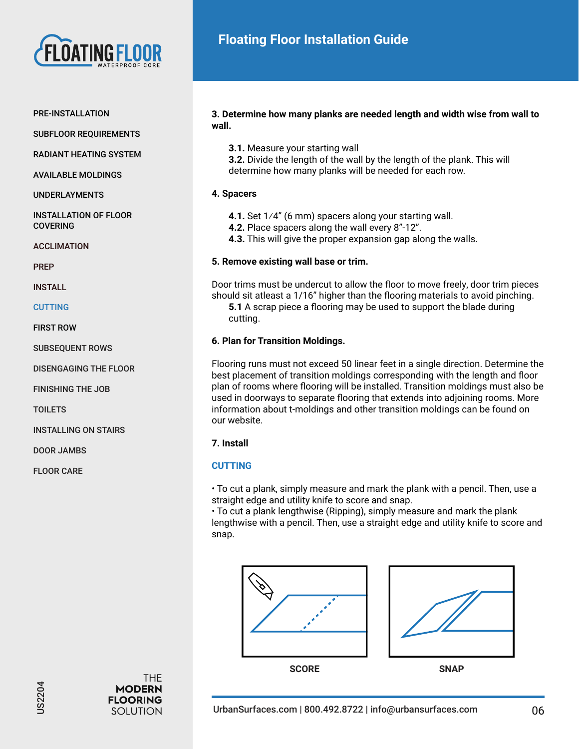PRE-INSTALLATION

SUBFLOOR REQUIREMENTS

RADIANT HEATING SYSTEM

AVAILABLE MOLDINGS

UNDERLAYMENTS

INSTALLATION OF FLOOR COVERING

ACCLIMATION

PREP

INSTALL

CUTTING

FIRST ROW

SUBSEQUENT ROWS

DISENGAGING THE FLOOR

FINISHING THE JOB

TOILETS

INSTALLING ON STAIRS

DOOR JAMBS

FLOOR CARE

# Floating Floor Installation Guide

**3. Determine how many planks are needed length and width wise from wall to wall.**

**3.1.** Measure your starting wall
**3.2.** Divide the length of the wall by the length of the plank. This will determine how many planks will be needed for each row.

**4. Spacers**

**4.1.** Set 1/4" (6 mm) spacers along your starting wall.
**4.2.** Place spacers along the wall every 8"-12".
**4.3.** This will give the proper expansion gap along the walls.

**5. Remove existing wall base or trim.**

Door trims must be undercut to allow the floor to move freely, door trim pieces should sit atleast a 1/16" higher than the flooring materials to avoid pinching.
**5.1** A scrap piece a flooring may be used to support the blade during cutting.

**6. Plan for Transition Moldings.**

Flooring runs must not exceed 50 linear feet in a single direction. Determine the best placement of transition moldings corresponding with the length and floor plan of rooms where flooring will be installed. Transition moldings must also be used in doorways to separate flooring that extends into adjoining rooms. More information about t-moldings and other transition moldings can be found on our website.

**7. Install**

## CUTTING

• To cut a plank, simply measure and mark the plank with a pencil. Then, use a straight edge and utility knife to score and snap.
• To cut a plank lengthwise (Ripping), simply measure and mark the plank lengthwise with a pencil. Then, use a straight edge and utility knife to score and snap.

SCORE

SNAP

THE MODERN FLOORING SOLUTION

US2204

UrbanSurfaces.com | 800.492.8722 | info@urbansurfaces.com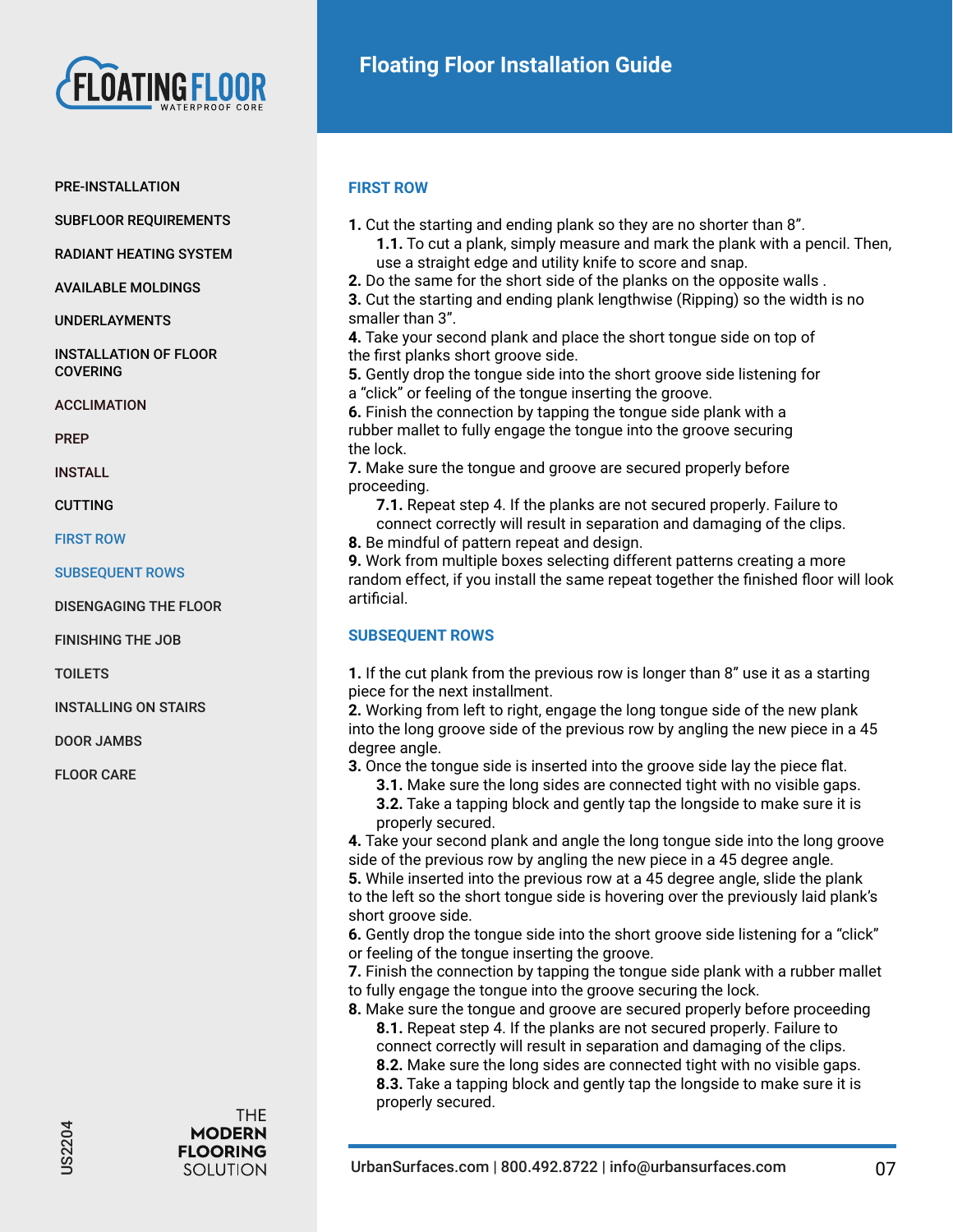## FIRST ROW

**1.** Cut the starting and ending plank so they are no shorter than 8".

- **1.1.** To cut a plank, simply measure and mark the plank with a pencil. Then, use a straight edge and utility knife to score and snap.

**2.** Do the same for the short side of the planks on the opposite walls .

**3.** Cut the starting and ending plank lengthwise (Ripping) so the width is no smaller than 3".

**4.** Take your second plank and place the short tongue side on top of the first planks short groove side.

**5.** Gently drop the tongue side into the short groove side listening for a "click" or feeling of the tongue inserting the groove.

**6.** Finish the connection by tapping the tongue side plank with a rubber mallet to fully engage the tongue into the groove securing the lock.

**7.** Make sure the tongue and groove are secured properly before proceeding.

- **7.1.** Repeat step 4. If the planks are not secured properly. Failure to connect correctly will result in separation and damaging of the clips.

**8.** Be mindful of pattern repeat and design.

**9.** Work from multiple boxes selecting different patterns creating a more random effect, if you install the same repeat together the finished floor will look artificial.

## SUBSEQUENT ROWS

**1.** If the cut plank from the previous row is longer than 8" use it as a starting piece for the next installment.

**2.** Working from left to right, engage the long tongue side of the new plank into the long groove side of the previous row by angling the new piece in a 45 degree angle.

**3.** Once the tongue side is inserted into the groove side lay the piece flat.

- **3.1.** Make sure the long sides are connected tight with no visible gaps.
- **3.2.** Take a tapping block and gently tap the longside to make sure it is properly secured.

**4.** Take your second plank and angle the long tongue side into the long groove side of the previous row by angling the new piece in a 45 degree angle.

**5.** While inserted into the previous row at a 45 degree angle, slide the plank to the left so the short tongue side is hovering over the previously laid plank's short groove side.

**6.** Gently drop the tongue side into the short groove side listening for a "click" or feeling of the tongue inserting the groove.

**7.** Finish the connection by tapping the tongue side plank with a rubber mallet to fully engage the tongue into the groove securing the lock.

**8.** Make sure the tongue and groove are secured properly before proceeding

- **8.1.** Repeat step 4. If the planks are not secured properly. Failure to connect correctly will result in separation and damaging of the clips.
- **8.2.** Make sure the long sides are connected tight with no visible gaps.
- **8.3.** Take a tapping block and gently tap the longside to make sure it is properly secured.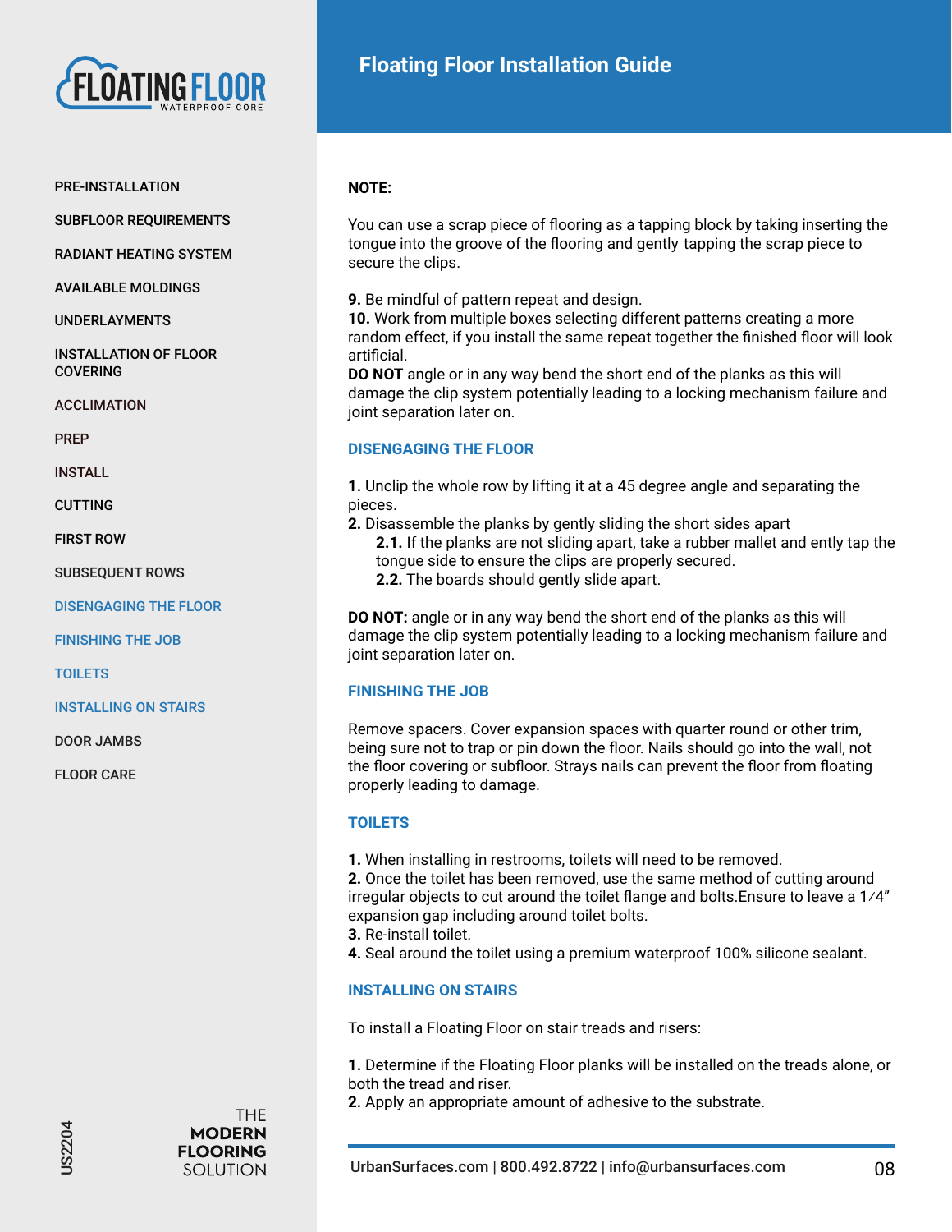**NOTE:**

You can use a scrap piece of flooring as a tapping block by taking inserting the tongue into the groove of the flooring and gently tapping the scrap piece to secure the clips.

**9.** Be mindful of pattern repeat and design.
**10.** Work from multiple boxes selecting different patterns creating a more random effect, if you install the same repeat together the finished floor will look artificial.
**DO NOT** angle or in any way bend the short end of the planks as this will damage the clip system potentially leading to a locking mechanism failure and joint separation later on.

## DISENGAGING THE FLOOR

**1.** Unclip the whole row by lifting it at a 45 degree angle and separating the pieces.
**2.** Disassemble the planks by gently sliding the short sides apart
  **2.1.** If the planks are not sliding apart, take a rubber mallet and ently tap the tongue side to ensure the clips are properly secured.
  **2.2.** The boards should gently slide apart.

**DO NOT:** angle or in any way bend the short end of the planks as this will damage the clip system potentially leading to a locking mechanism failure and joint separation later on.

## FINISHING THE JOB

Remove spacers. Cover expansion spaces with quarter round or other trim, being sure not to trap or pin down the floor. Nails should go into the wall, not the floor covering or subfloor. Strays nails can prevent the floor from floating properly leading to damage.

## TOILETS

**1.** When installing in restrooms, toilets will need to be removed.
**2.** Once the toilet has been removed, use the same method of cutting around irregular objects to cut around the toilet flange and bolts.Ensure to leave a 1/4” expansion gap including around toilet bolts.
**3.** Re-install toilet.
**4.** Seal around the toilet using a premium waterproof 100% silicone sealant.

## INSTALLING ON STAIRS

To install a Floating Floor on stair treads and risers:

**1.** Determine if the Floating Floor planks will be installed on the treads alone, or both the tread and riser.
**2.** Apply an appropriate amount of adhesive to the substrate.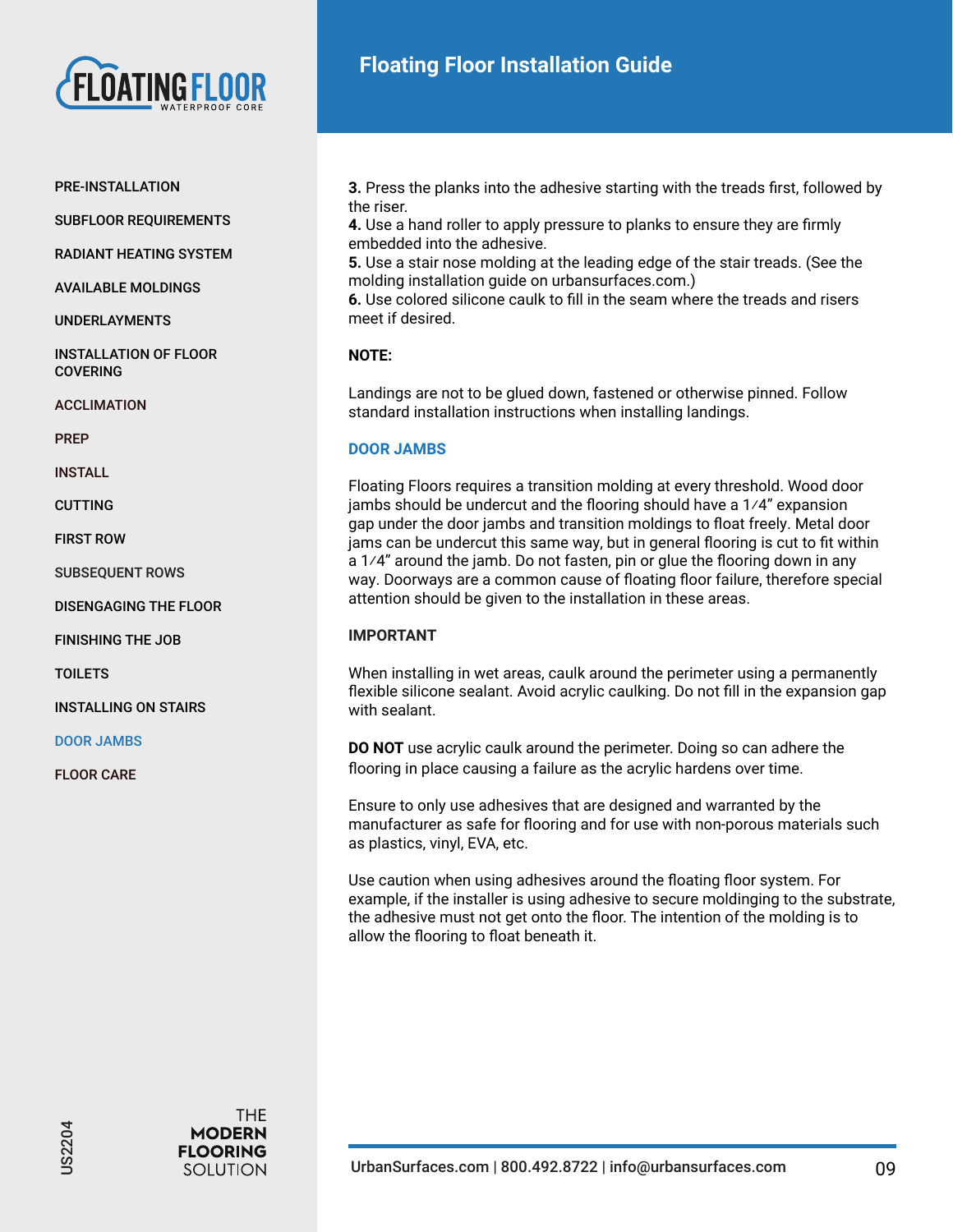**3.** Press the planks into the adhesive starting with the treads first, followed by the riser.
**4.** Use a hand roller to apply pressure to planks to ensure they are firmly embedded into the adhesive.
**5.** Use a stair nose molding at the leading edge of the stair treads. (See the molding installation guide on urbansurfaces.com.)
**6.** Use colored silicone caulk to fill in the seam where the treads and risers meet if desired.

**NOTE:**

Landings are not to be glued down, fastened or otherwise pinned. Follow standard installation instructions when installing landings.

## DOOR JAMBS

Floating Floors requires a transition molding at every threshold. Wood door jambs should be undercut and the flooring should have a 1⁄4" expansion gap under the door jambs and transition moldings to float freely. Metal door jams can be undercut this same way, but in general flooring is cut to fit within a 1⁄4" around the jamb. Do not fasten, pin or glue the flooring down in any way. Doorways are a common cause of floating floor failure, therefore special attention should be given to the installation in these areas.

**IMPORTANT**

When installing in wet areas, caulk around the perimeter using a permanently flexible silicone sealant. Avoid acrylic caulking. Do not fill in the expansion gap with sealant.

**DO NOT** use acrylic caulk around the perimeter. Doing so can adhere the flooring in place causing a failure as the acrylic hardens over time.

Ensure to only use adhesives that are designed and warranted by the manufacturer as safe for flooring and for use with non-porous materials such as plastics, vinyl, EVA, etc.

Use caution when using adhesives around the floating floor system. For example, if the installer is using adhesive to secure moldinging to the substrate, the adhesive must not get onto the floor. The intention of the molding is to allow the flooring to float beneath it.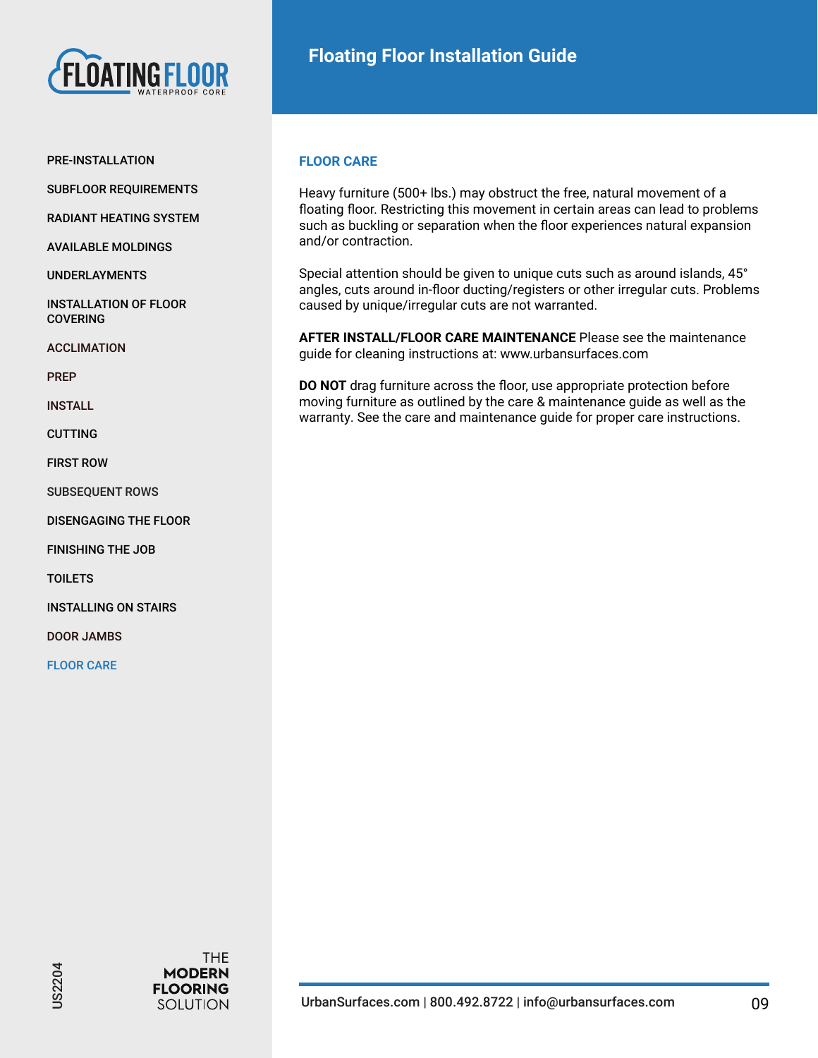# Floating Floor Installation Guide

## FLOOR CARE

Heavy furniture (500+ lbs.) may obstruct the free, natural movement of a floating floor. Restricting this movement in certain areas can lead to problems such as buckling or separation when the floor experiences natural expansion and/or contraction.

Special attention should be given to unique cuts such as around islands, 45° angles, cuts around in-floor ducting/registers or other irregular cuts. Problems caused by unique/irregular cuts are not warranted.

**AFTER INSTALL/FLOOR CARE MAINTENANCE** Please see the maintenance guide for cleaning instructions at: www.urbansurfaces.com

**DO NOT** drag furniture across the floor, use appropriate protection before moving furniture as outlined by the care & maintenance guide as well as the warranty. See the care and maintenance guide for proper care instructions.